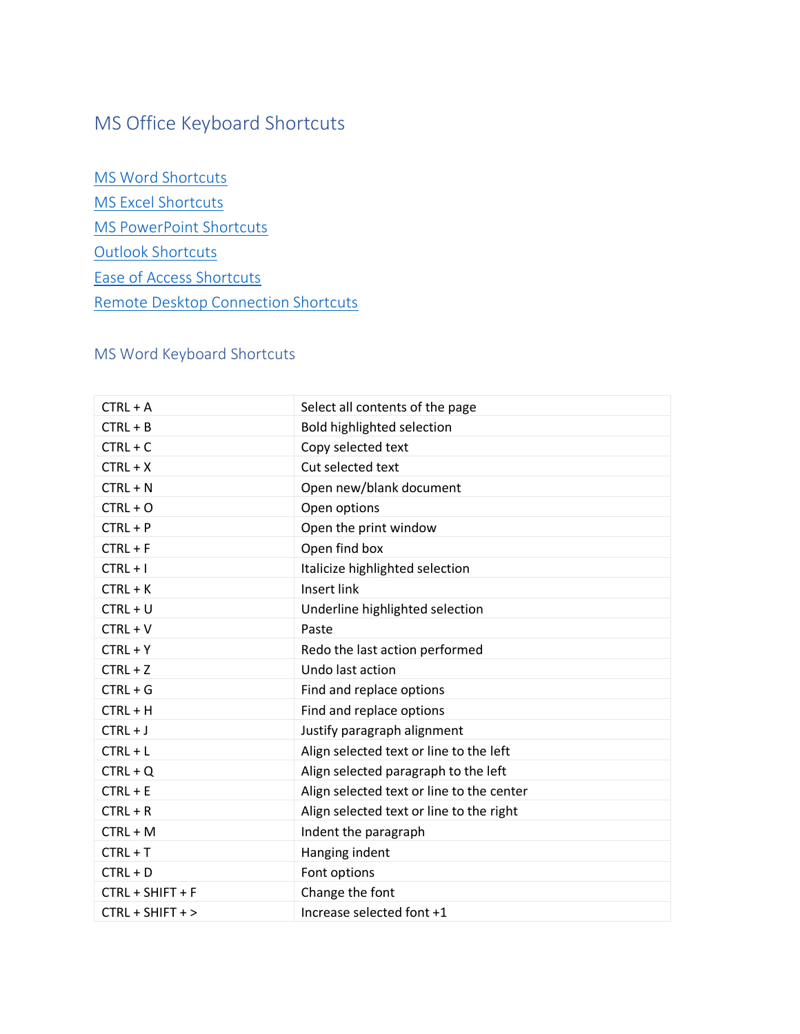# MS Office Keyboard Shortcuts

[MS Word Shortcuts](#)
[MS Excel Shortcuts](#)
[MS PowerPoint Shortcuts](#)
[Outlook Shortcuts](#)
[Ease of Access Shortcuts](#)
[Remote Desktop Connection Shortcuts](#)

## MS Word Keyboard Shortcuts

| | |
|---|---|
| CTRL + A | Select all contents of the page |
| CTRL + B | Bold highlighted selection |
| CTRL + C | Copy selected text |
| CTRL + X | Cut selected text |
| CTRL + N | Open new/blank document |
| CTRL + O | Open options |
| CTRL + P | Open the print window |
| CTRL + F | Open find box |
| CTRL + I | Italicize highlighted selection |
| CTRL + K | Insert link |
| CTRL + U | Underline highlighted selection |
| CTRL + V | Paste |
| CTRL + Y | Redo the last action performed |
| CTRL + Z | Undo last action |
| CTRL + G | Find and replace options |
| CTRL + H | Find and replace options |
| CTRL + J | Justify paragraph alignment |
| CTRL + L | Align selected text or line to the left |
| CTRL + Q | Align selected paragraph to the left |
| CTRL + E | Align selected text or line to the center |
| CTRL + R | Align selected text or line to the right |
| CTRL + M | Indent the paragraph |
| CTRL + T | Hanging indent |
| CTRL + D | Font options |
| CTRL + SHIFT + F | Change the font |
| CTRL + SHIFT + > | Increase selected font +1 |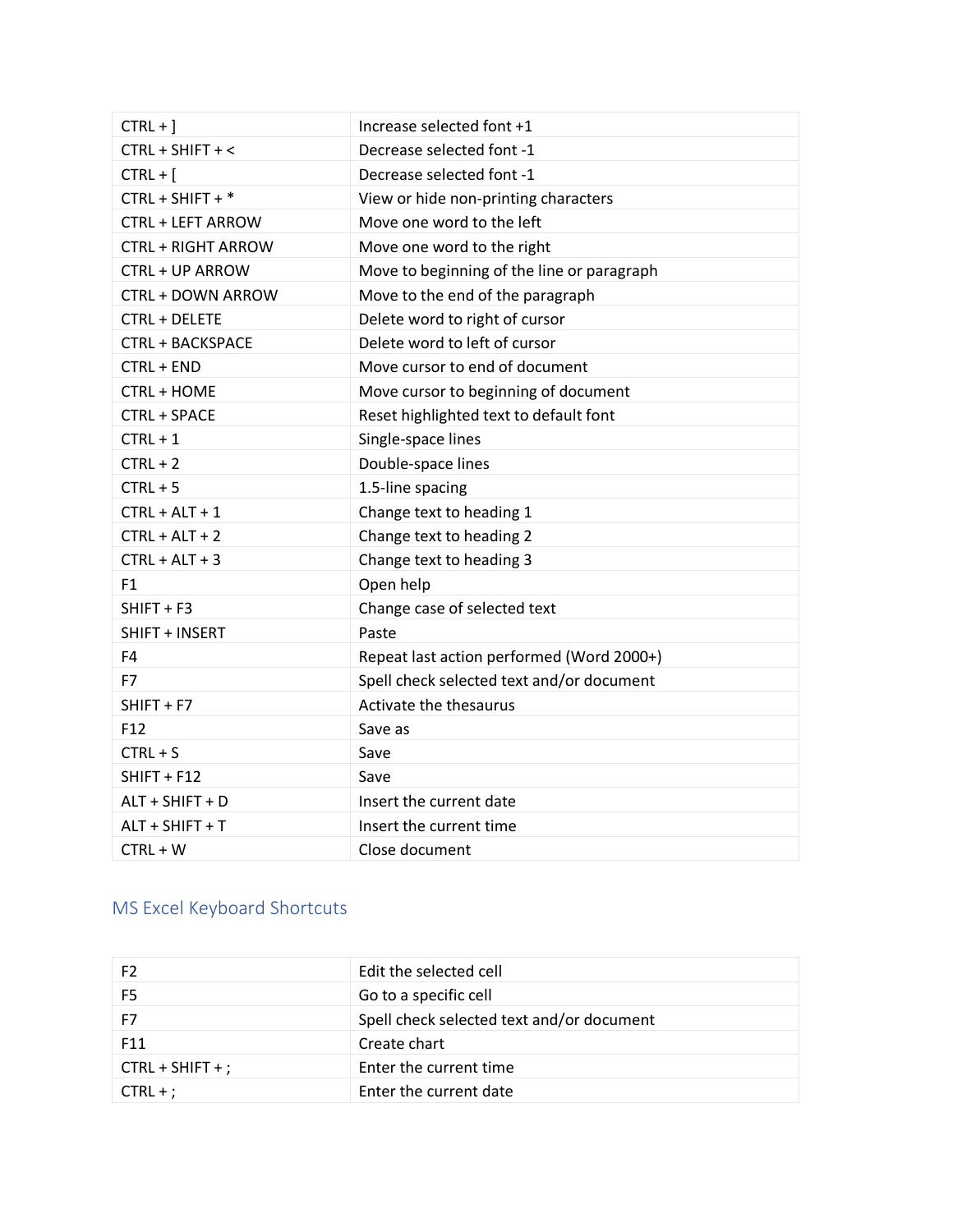| | |
|---|---|
| CTRL + ] | Increase selected font +1 |
| CTRL + SHIFT + < | Decrease selected font -1 |
| CTRL + [ | Decrease selected font -1 |
| CTRL + SHIFT + * | View or hide non-printing characters |
| CTRL + LEFT ARROW | Move one word to the left |
| CTRL + RIGHT ARROW | Move one word to the right |
| CTRL + UP ARROW | Move to beginning of the line or paragraph |
| CTRL + DOWN ARROW | Move to the end of the paragraph |
| CTRL + DELETE | Delete word to right of cursor |
| CTRL + BACKSPACE | Delete word to left of cursor |
| CTRL + END | Move cursor to end of document |
| CTRL + HOME | Move cursor to beginning of document |
| CTRL + SPACE | Reset highlighted text to default font |
| CTRL + 1 | Single-space lines |
| CTRL + 2 | Double-space lines |
| CTRL + 5 | 1.5-line spacing |
| CTRL + ALT + 1 | Change text to heading 1 |
| CTRL + ALT + 2 | Change text to heading 2 |
| CTRL + ALT + 3 | Change text to heading 3 |
| F1 | Open help |
| SHIFT + F3 | Change case of selected text |
| SHIFT + INSERT | Paste |
| F4 | Repeat last action performed (Word 2000+) |
| F7 | Spell check selected text and/or document |
| SHIFT + F7 | Activate the thesaurus |
| F12 | Save as |
| CTRL + S | Save |
| SHIFT + F12 | Save |
| ALT + SHIFT + D | Insert the current date |
| ALT + SHIFT + T | Insert the current time |
| CTRL + W | Close document |

## MS Excel Keyboard Shortcuts

| | |
|---|---|
| F2 | Edit the selected cell |
| F5 | Go to a specific cell |
| F7 | Spell check selected text and/or document |
| F11 | Create chart |
| CTRL + SHIFT + ; | Enter the current time |
| CTRL + ; | Enter the current date |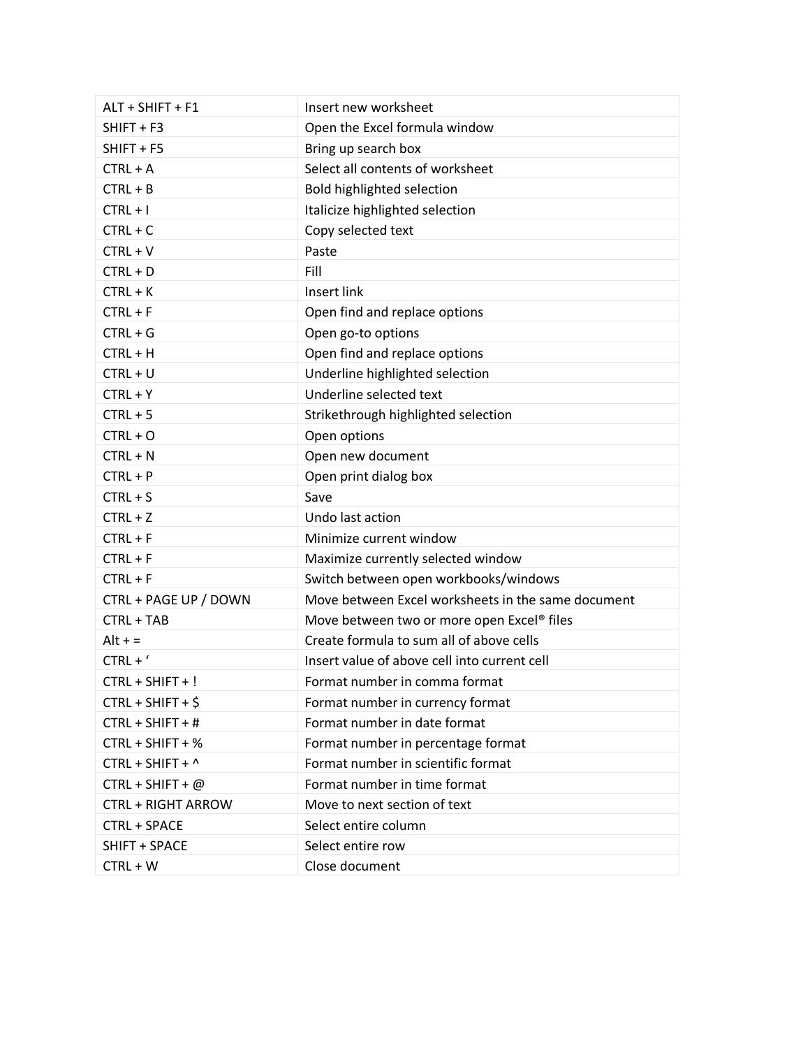| ALT + SHIFT + F1 | Insert new worksheet |
|---|---|
| SHIFT + F3 | Open the Excel formula window |
| SHIFT + F5 | Bring up search box |
| CTRL + A | Select all contents of worksheet |
| CTRL + B | Bold highlighted selection |
| CTRL + I | Italicize highlighted selection |
| CTRL + C | Copy selected text |
| CTRL + V | Paste |
| CTRL + D | Fill |
| CTRL + K | Insert link |
| CTRL + F | Open find and replace options |
| CTRL + G | Open go-to options |
| CTRL + H | Open find and replace options |
| CTRL + U | Underline highlighted selection |
| CTRL + Y | Underline selected text |
| CTRL + 5 | Strikethrough highlighted selection |
| CTRL + O | Open options |
| CTRL + N | Open new document |
| CTRL + P | Open print dialog box |
| CTRL + S | Save |
| CTRL + Z | Undo last action |
| CTRL + F | Minimize current window |
| CTRL + F | Maximize currently selected window |
| CTRL + F | Switch between open workbooks/windows |
| CTRL + PAGE UP / DOWN | Move between Excel worksheets in the same document |
| CTRL + TAB | Move between two or more open Excel® files |
| Alt + = | Create formula to sum all of above cells |
| CTRL + ‘ | Insert value of above cell into current cell |
| CTRL + SHIFT + ! | Format number in comma format |
| CTRL + SHIFT + $ | Format number in currency format |
| CTRL + SHIFT + # | Format number in date format |
| CTRL + SHIFT + % | Format number in percentage format |
| CTRL + SHIFT + ^ | Format number in scientific format |
| CTRL + SHIFT + @ | Format number in time format |
| CTRL + RIGHT ARROW | Move to next section of text |
| CTRL + SPACE | Select entire column |
| SHIFT + SPACE | Select entire row |
| CTRL + W | Close document |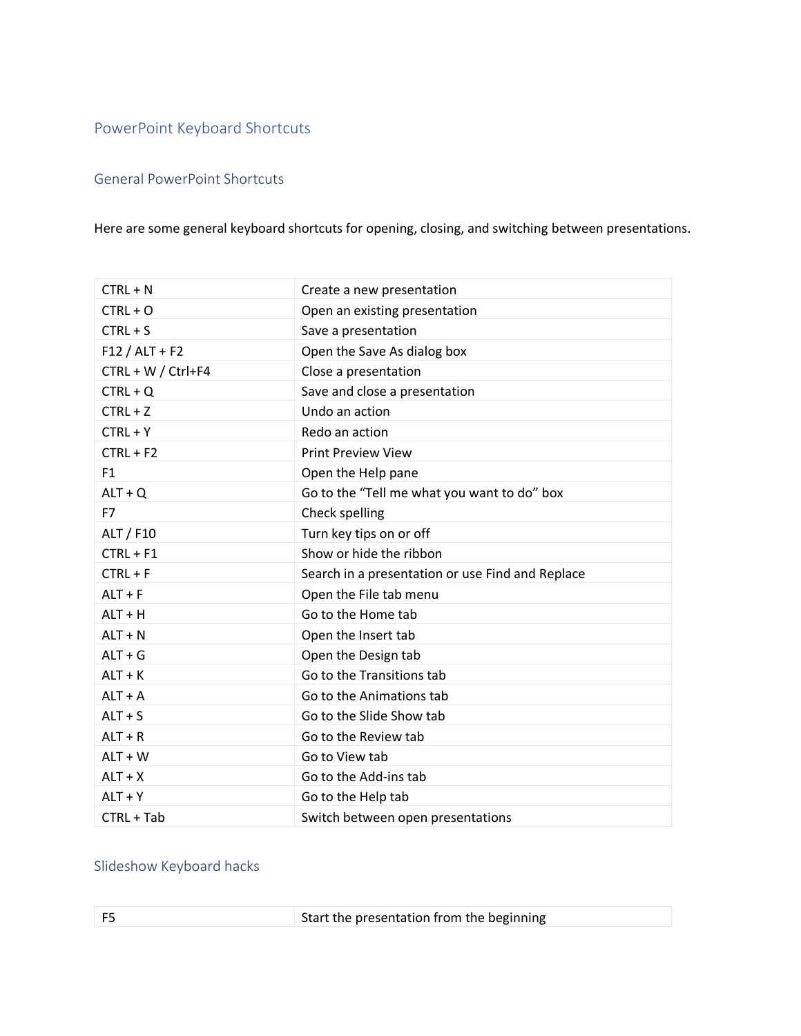# PowerPoint Keyboard Shortcuts

## General PowerPoint Shortcuts

Here are some general keyboard shortcuts for opening, closing, and switching between presentations.

| | |
|---|---|
| CTRL + N | Create a new presentation |
| CTRL + O | Open an existing presentation |
| CTRL + S | Save a presentation |
| F12 / ALT + F2 | Open the Save As dialog box |
| CTRL + W / Ctrl+F4 | Close a presentation |
| CTRL + Q | Save and close a presentation |
| CTRL + Z | Undo an action |
| CTRL + Y | Redo an action |
| CTRL + F2 | Print Preview View |
| F1 | Open the Help pane |
| ALT + Q | Go to the "Tell me what you want to do" box |
| F7 | Check spelling |
| ALT / F10 | Turn key tips on or off |
| CTRL + F1 | Show or hide the ribbon |
| CTRL + F | Search in a presentation or use Find and Replace |
| ALT + F | Open the File tab menu |
| ALT + H | Go to the Home tab |
| ALT + N | Open the Insert tab |
| ALT + G | Open the Design tab |
| ALT + K | Go to the Transitions tab |
| ALT + A | Go to the Animations tab |
| ALT + S | Go to the Slide Show tab |
| ALT + R | Go to the Review tab |
| ALT + W | Go to View tab |
| ALT + X | Go to the Add-ins tab |
| ALT + Y | Go to the Help tab |
| CTRL + Tab | Switch between open presentations |

## Slideshow Keyboard hacks

| | |
|---|---|
| F5 | Start the presentation from the beginning |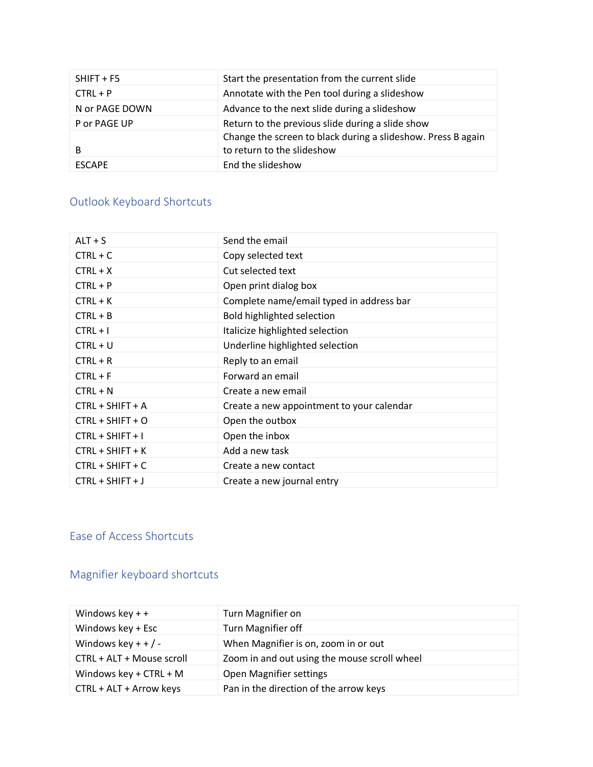| SHIFT + F5 | Start the presentation from the current slide |
|---|---|
| CTRL + P | Annotate with the Pen tool during a slideshow |
| N or PAGE DOWN | Advance to the next slide during a slideshow |
| P or PAGE UP | Return to the previous slide during a slide show |
| B | Change the screen to black during a slideshow. Press B again to return to the slideshow |
| ESCAPE | End the slideshow |

## Outlook Keyboard Shortcuts

| ALT + S | Send the email |
|---|---|
| CTRL + C | Copy selected text |
| CTRL + X | Cut selected text |
| CTRL + P | Open print dialog box |
| CTRL + K | Complete name/email typed in address bar |
| CTRL + B | Bold highlighted selection |
| CTRL + I | Italicize highlighted selection |
| CTRL + U | Underline highlighted selection |
| CTRL + R | Reply to an email |
| CTRL + F | Forward an email |
| CTRL + N | Create a new email |
| CTRL + SHIFT + A | Create a new appointment to your calendar |
| CTRL + SHIFT + O | Open the outbox |
| CTRL + SHIFT + I | Open the inbox |
| CTRL + SHIFT + K | Add a new task |
| CTRL + SHIFT + C | Create a new contact |
| CTRL + SHIFT + J | Create a new journal entry |

## Ease of Access Shortcuts

## Magnifier keyboard shortcuts

| Windows key + + | Turn Magnifier on |
|---|---|
| Windows key + Esc | Turn Magnifier off |
| Windows key + + / - | When Magnifier is on, zoom in or out |
| CTRL + ALT + Mouse scroll | Zoom in and out using the mouse scroll wheel |
| Windows key + CTRL + M | Open Magnifier settings |
| CTRL + ALT + Arrow keys | Pan in the direction of the arrow keys |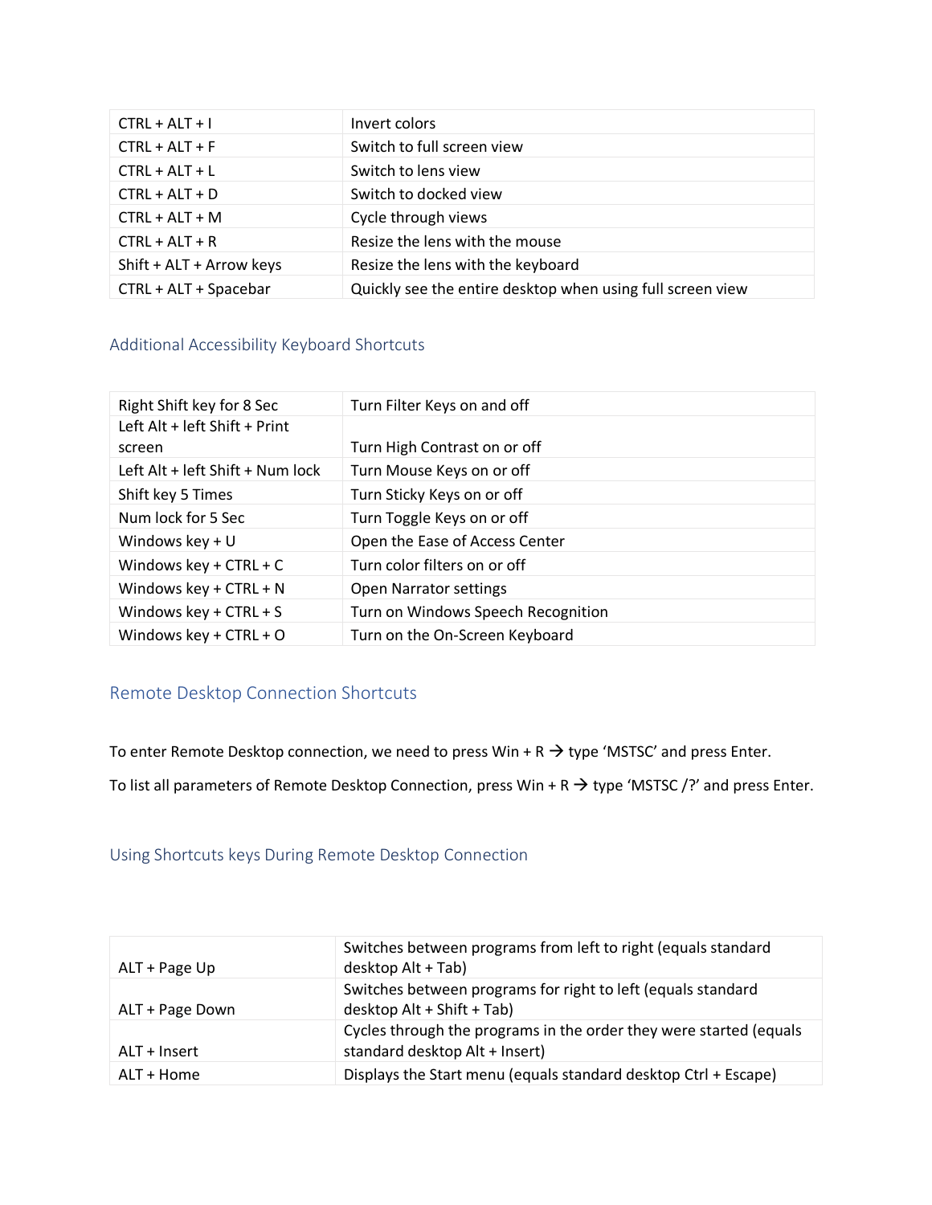| CTRL + ALT + I | Invert colors |
|---|---|
| CTRL + ALT + F | Switch to full screen view |
| CTRL + ALT + L | Switch to lens view |
| CTRL + ALT + D | Switch to docked view |
| CTRL + ALT + M | Cycle through views |
| CTRL + ALT + R | Resize the lens with the mouse |
| Shift + ALT + Arrow keys | Resize the lens with the keyboard |
| CTRL + ALT + Spacebar | Quickly see the entire desktop when using full screen view |

## Additional Accessibility Keyboard Shortcuts

| Right Shift key for 8 Sec | Turn Filter Keys on and off |
|---|---|
| Left Alt + left Shift + Print screen | Turn High Contrast on or off |
| Left Alt + left Shift + Num lock | Turn Mouse Keys on or off |
| Shift key 5 Times | Turn Sticky Keys on or off |
| Num lock for 5 Sec | Turn Toggle Keys on or off |
| Windows key + U | Open the Ease of Access Center |
| Windows key + CTRL + C | Turn color filters on or off |
| Windows key + CTRL + N | Open Narrator settings |
| Windows key + CTRL + S | Turn on Windows Speech Recognition |
| Windows key + CTRL + O | Turn on the On-Screen Keyboard |

## Remote Desktop Connection Shortcuts

To enter Remote Desktop connection, we need to press Win + R → type 'MSTSC' and press Enter.

To list all parameters of Remote Desktop Connection, press Win + R → type 'MSTSC /?' and press Enter.

## Using Shortcuts keys During Remote Desktop Connection

| ALT + Page Up | Switches between programs from left to right (equals standard desktop Alt + Tab) |
|---|---|
| ALT + Page Down | Switches between programs for right to left (equals standard desktop Alt + Shift + Tab) |
| ALT + Insert | Cycles through the programs in the order they were started (equals standard desktop Alt + Insert) |
| ALT + Home | Displays the Start menu (equals standard desktop Ctrl + Escape) |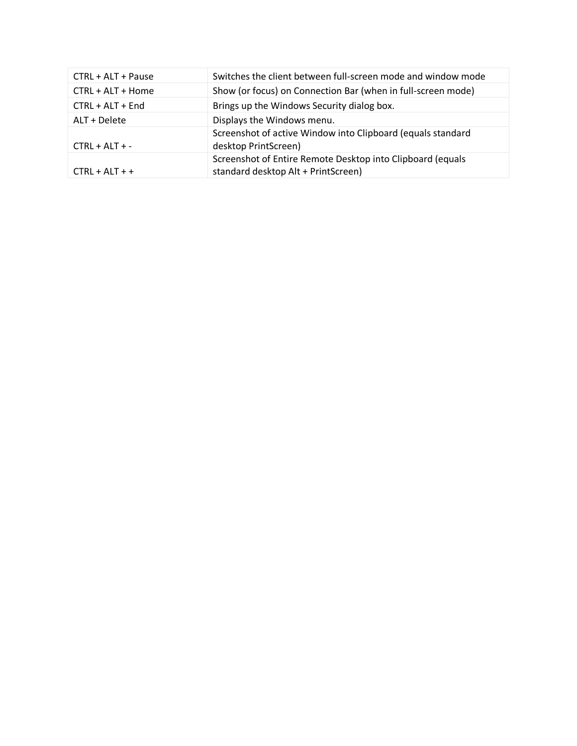| | |
|---|---|
| CTRL + ALT + Pause | Switches the client between full-screen mode and window mode |
| CTRL + ALT + Home | Show (or focus) on Connection Bar (when in full-screen mode) |
| CTRL + ALT + End | Brings up the Windows Security dialog box. |
| ALT + Delete | Displays the Windows menu. |
| CTRL + ALT + - | Screenshot of active Window into Clipboard (equals standard desktop PrintScreen) |
| CTRL + ALT + + | Screenshot of Entire Remote Desktop into Clipboard (equals standard desktop Alt + PrintScreen) |